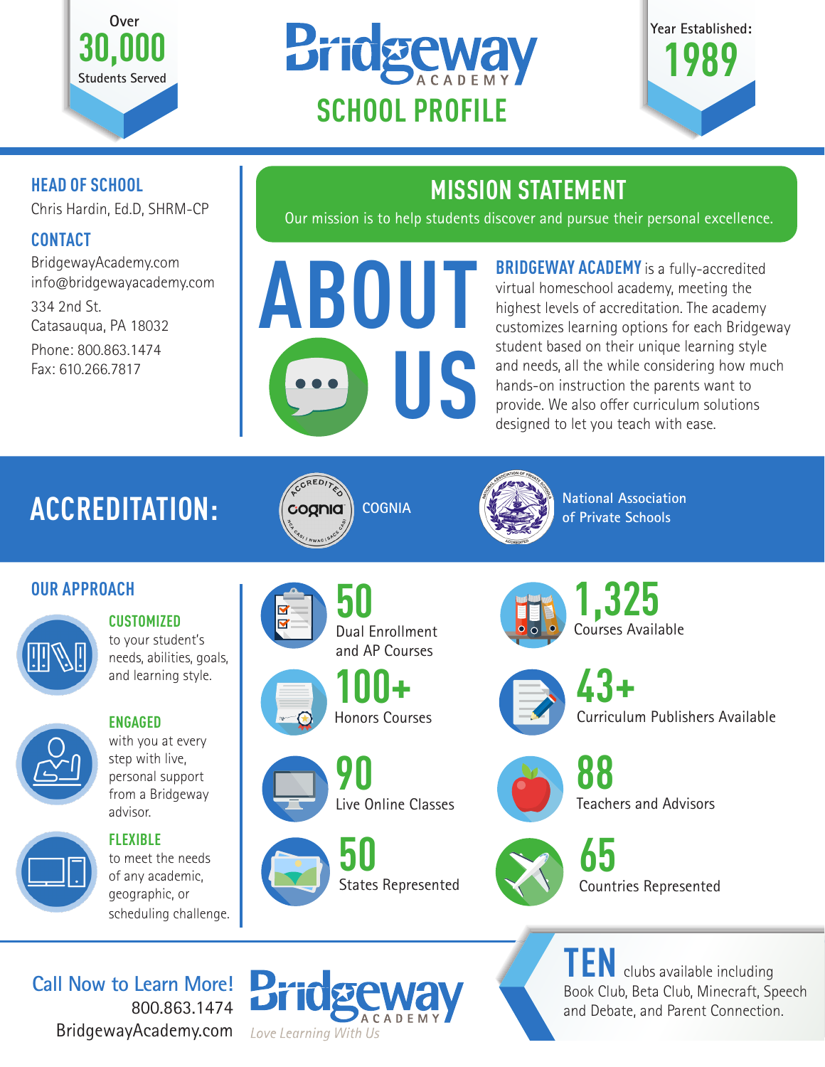Over **30,000** Students Served

# Bridgeway ACADEMY

## SCHOOL PROFILE

Year Established: **1989**

### HEAD OF SCHOOL

Chris Hardin, Ed.D, SHRM-CP

### CONTACT

BridgewayAcademy.com
info@bridgewayacademy.com

334 2nd St.
Catasauqua, PA 18032

Phone: 800.863.1474
Fax: 610.266.7817

## MISSION STATEMENT

Our mission is to help students discover and pursue their personal excellence.

## ABOUT US

**BRIDGEWAY ACADEMY** is a fully-accredited virtual homeschool academy, meeting the highest levels of accreditation. The academy customizes learning options for each Bridgeway student based on their unique learning style and needs, all the while considering how much hands-on instruction the parents want to provide. We also offer curriculum solutions designed to let you teach with ease.

## ACCREDITATION:

- COGNIA
- National Association of Private Schools

### OUR APPROACH

**CUSTOMIZED** to your student's needs, abilities, goals, and learning style.

**ENGAGED** with you at every step with live, personal support from a Bridgeway advisor.

**FLEXIBLE** to meet the needs of any academic, geographic, or scheduling challenge.

- **50** Dual Enrollment and AP Courses
- **1,325** Courses Available
- **100+** Honors Courses
- **43+** Curriculum Publishers Available
- **90** Live Online Classes
- **88** Teachers and Advisors
- **50** States Represented
- **65** Countries Represented

**TEN** clubs available including Book Club, Beta Club, Minecraft, Speech and Debate, and Parent Connection.

Call Now to Learn More!
800.863.1474
BridgewayAcademy.com

Bridgeway ACADEMY
*Love Learning With Us*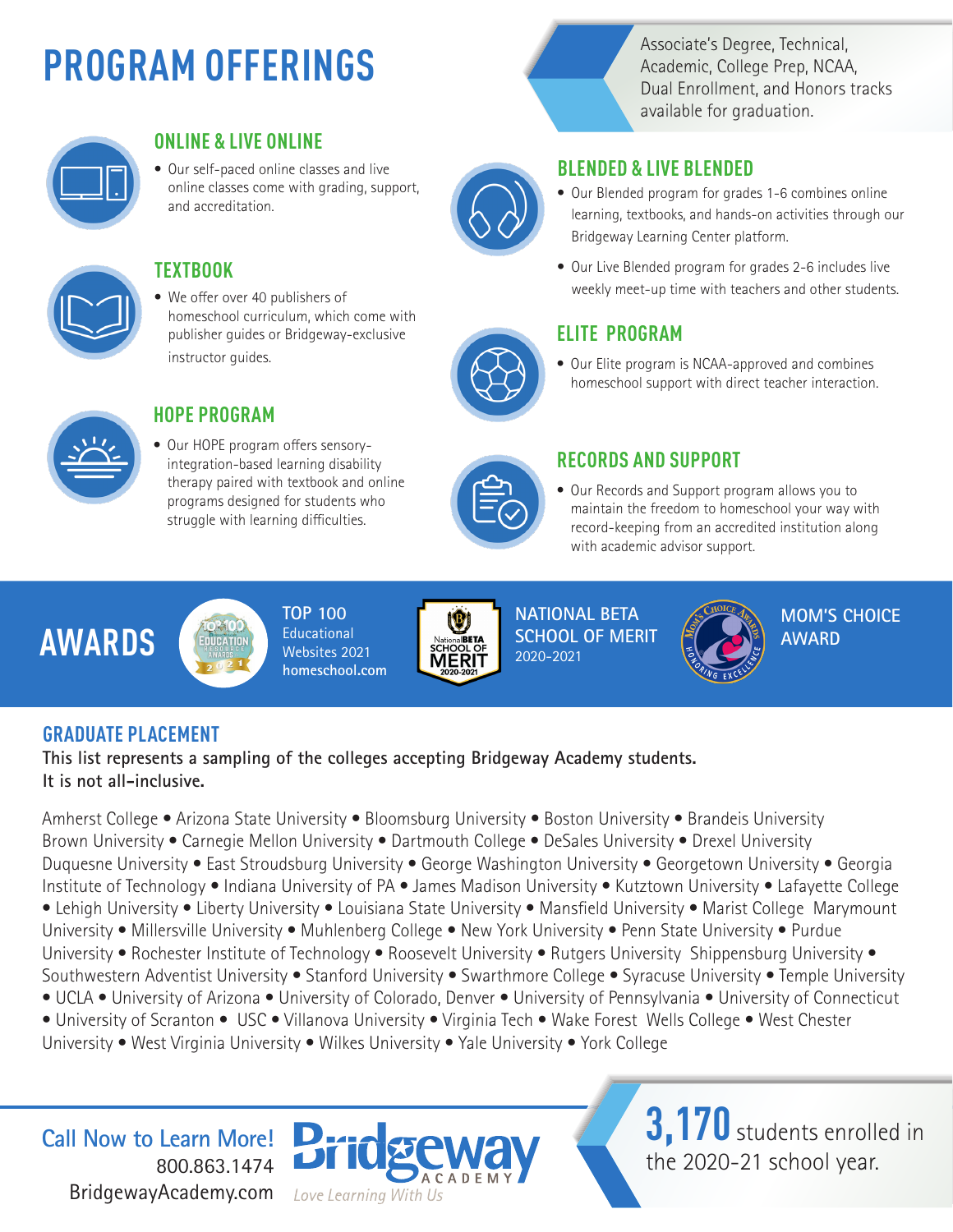# PROGRAM OFFERINGS

Associate's Degree, Technical, Academic, College Prep, NCAA, Dual Enrollment, and Honors tracks available for graduation.

## ONLINE & LIVE ONLINE

- Our self-paced online classes and live online classes come with grading, support, and accreditation.

## TEXTBOOK

- We offer over 40 publishers of homeschool curriculum, which come with publisher guides or Bridgeway-exclusive instructor guides.

## HOPE PROGRAM

- Our HOPE program offers sensory-integration-based learning disability therapy paired with textbook and online programs designed for students who struggle with learning difficulties.

## BLENDED & LIVE BLENDED

- Our Blended program for grades 1-6 combines online learning, textbooks, and hands-on activities through our Bridgeway Learning Center platform.
- Our Live Blended program for grades 2-6 includes live weekly meet-up time with teachers and other students.

## ELITE PROGRAM

- Our Elite program is NCAA-approved and combines homeschool support with direct teacher interaction.

## RECORDS AND SUPPORT

- Our Records and Support program allows you to maintain the freedom to homeschool your way with record-keeping from an accredited institution along with academic advisor support.

## AWARDS

TOP 100 Educational Websites 2021 **homeschool.com**

NATIONAL BETA SCHOOL OF MERIT 2020-2021

MOM'S CHOICE AWARD

## GRADUATE PLACEMENT

**This list represents a sampling of the colleges accepting Bridgeway Academy students. It is not all-inclusive.**

Amherst College • Arizona State University • Bloomsburg University • Boston University • Brandeis University Brown University • Carnegie Mellon University • Dartmouth College • DeSales University • Drexel University Duquesne University • East Stroudsburg University • George Washington University • Georgetown University • Georgia Institute of Technology • Indiana University of PA • James Madison University • Kutztown University • Lafayette College • Lehigh University • Liberty University • Louisiana State University • Mansfield University • Marist College Marymount University • Millersville University • Muhlenberg College • New York University • Penn State University • Purdue University • Rochester Institute of Technology • Roosevelt University • Rutgers University Shippensburg University • Southwestern Adventist University • Stanford University • Swarthmore College • Syracuse University • Temple University • UCLA • University of Arizona • University of Colorado, Denver • University of Pennsylvania • University of Connecticut • University of Scranton • USC • Villanova University • Virginia Tech • Wake Forest Wells College • West Chester University • West Virginia University • Wilkes University • Yale University • York College

Call Now to Learn More!
800.863.1474
BridgewayAcademy.com

Bridgeway ACADEMY
*Love Learning With Us*

**3,170** students enrolled in the 2020-21 school year.